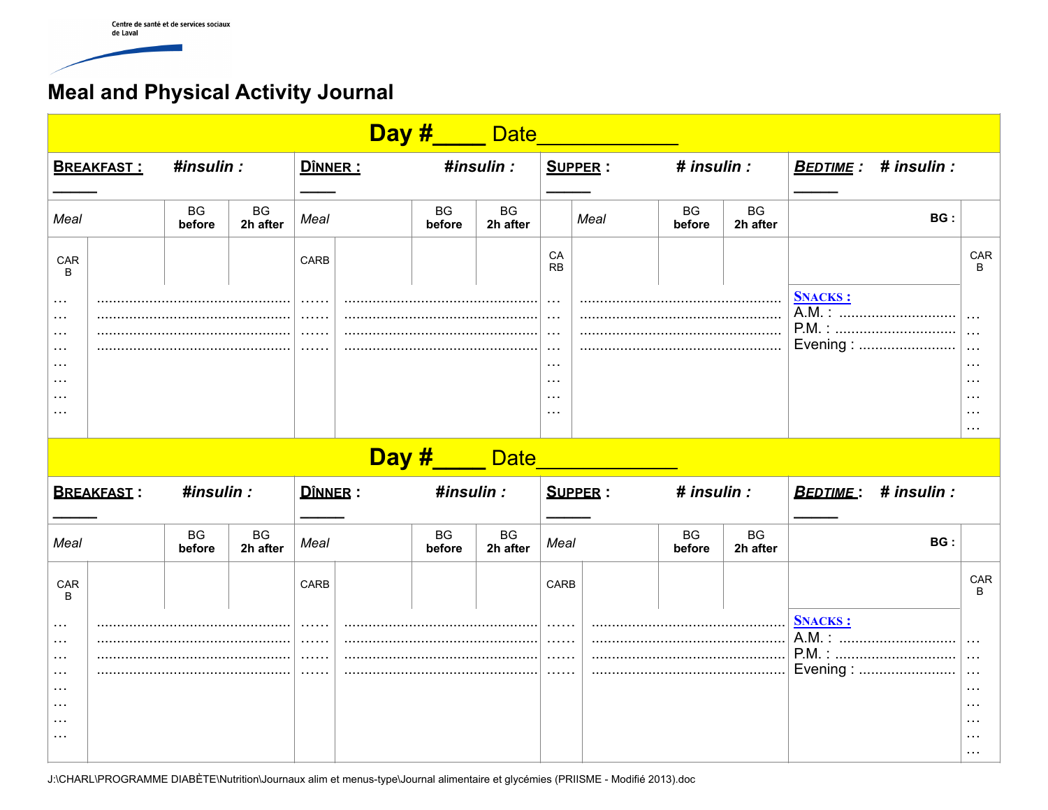Centre de santé et de services sociaux de Laval

# Meal and Physical Activity Journal

| **Day #____ Date____________** | | | | | | | | | | | | |
|---|---|---|---|---|---|---|---|---|---|---|---|---|
| **BREAKFAST :** ______ | **#insulin :** | | | **DÎNNER :** _____ | **#insulin :** | | | **SUPPER :** ______ | **# insulin :** | | **BEDTIME : # insulin :** ______ | |
| *Meal* | | **BG before** | **BG 2h after** | *Meal* | **BG before** | **BG 2h after** | | *Meal* | **BG before** | **BG 2h after** | **BG :** | |
| CARB | | | | CARB | | | CARB | | | | | CARB |
| … … … … … … … … | ……………… ……………… ……………… ……………… | | | …… …… …… …… | ……………… ……………… ……………… ……………… | | … … … … … … … … | ……………… ……………… ……………… ……………… | | | **SNACKS :** A.M. : ………… P.M. : ………… Evening : ………… | … … … … … … … |

| **Day #____ Date____________** | | | | | | | | | | | | |
|---|---|---|---|---|---|---|---|---|---|---|---|---|
| **BREAKFAST :** ______ | **#insulin :** | | | **DÎNNER :** ______ | **#insulin :** | | | **SUPPER :** ______ | **# insulin :** | | **BEDTIME : # insulin :** ______ | |
| *Meal* | | **BG before** | **BG 2h after** | *Meal* | **BG before** | **BG 2h after** | *Meal* | | **BG before** | **BG 2h after** | **BG :** | |
| CARB | | | | CARB | | | CARB | | | | | CARB |
| … … … … … … … … | ……………… ……………… ……………… ……………… | | | …… …… …… …… | ……………… ……………… ……………… ……………… | | …… …… …… …… | ……………… ……………… ……………… ……………… | | | **SNACKS :** A.M. : ………… P.M. : ………… Evening : ………… | … … … … … … … |

J:\CHARL\PROGRAMME DIABÈTE\Nutrition\Journaux alim et menus-type\Journal alimentaire et glycémies (PRIISME - Modifié 2013).doc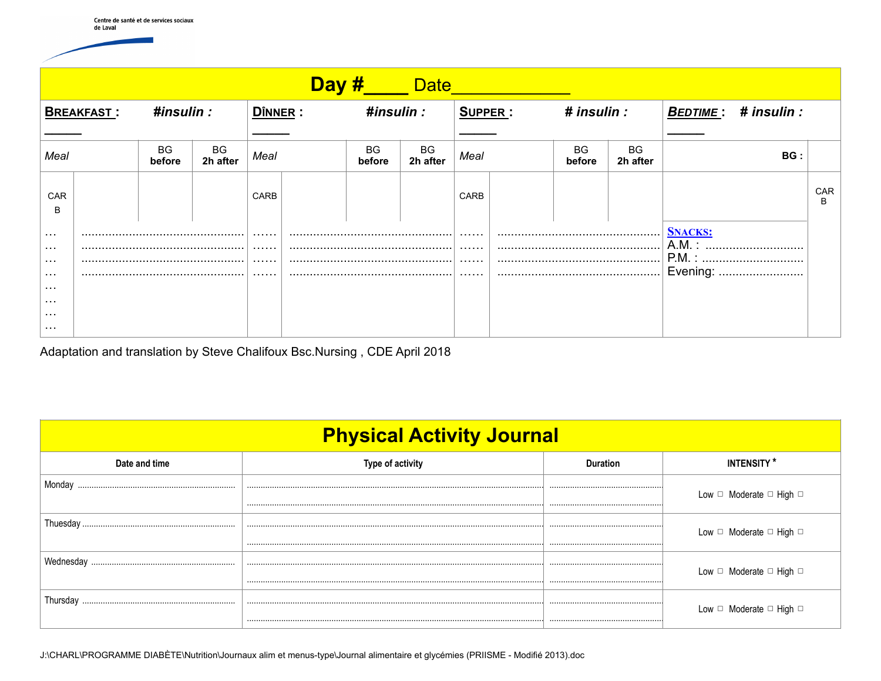Centre de santé et de services sociaux de Laval

| **Day #____ Date______________** | | | | | | | | | | |
|---|---|---|---|---|---|---|---|---|---|---|
| **BREAKFAST :** ______ | **#insulin :** | | **DÎNNER :** ______ | **#insulin :** | | **SUPPER :** ______ | **# insulin :** | | **BEDTIME :** ______ | **# insulin :** |
| *Meal* | BG **before** | BG **2h after** | *Meal* | BG **before** | BG **2h after** | *Meal* | BG **before** | BG **2h after** | **BG :** | |
| CARB<br>…<br>…<br>…<br>…<br>…<br>…<br>…<br>… ........................ | | | CARB<br>……<br>……<br>……<br>…… ........................ | | | CARB<br>……<br>……<br>……<br>…… ........................ | | | **SNACKS:**<br>A.M. : ..........................<br>P.M. : ..........................<br>Evening: ...................... | CARB |

Adaptation and translation by Steve Chalifoux Bsc.Nursing , CDE April 2018

| **Physical Activity Journal** | | | |
|---|---|---|---|
| **Date and time** | **Type of activity** | **Duration** | **INTENSITY *** |
| Monday ........................ | ........................<br>........................ | ..............<br>.............. | Low ☐ Moderate ☐ High ☐ |
| Thuesday ........................ | ........................<br>........................ | ..............<br>.............. | Low ☐ Moderate ☐ High ☐ |
| Wednesday ........................ | ........................<br>........................ | ..............<br>.............. | Low ☐ Moderate ☐ High ☐ |
| Thursday ........................ | ........................<br>........................ | ..............<br>.............. | Low ☐ Moderate ☐ High ☐ |

J:\CHARL\PROGRAMME DIABÈTE\Nutrition\Journaux alim et menus-type\Journal alimentaire et glycémies (PRIISME - Modifié 2013).doc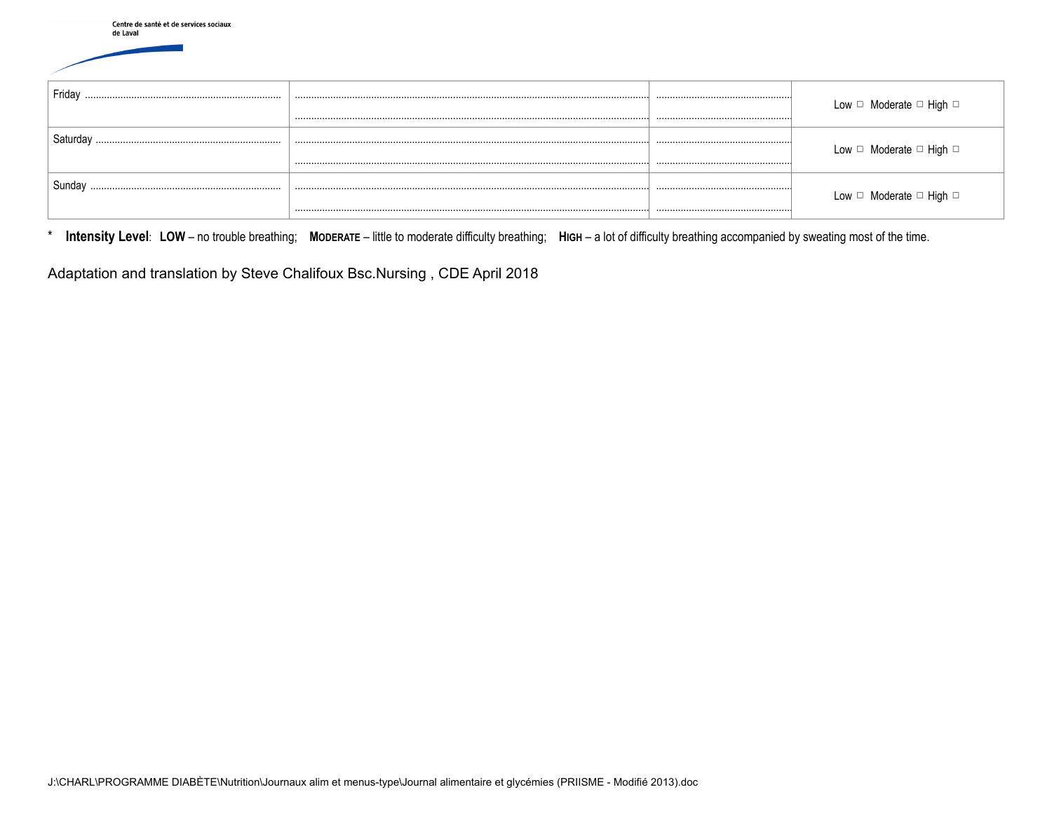Centre de santé et de services sociaux
de Laval

| | | | |
|---|---|---|---|
| Friday ........................................................................ | .................................................................................................................................... .................................................................................................................................... | .................................................... .................................................... | Low □ Moderate □ High □ |
| Saturday .................................................................... | .................................................................................................................................... .................................................................................................................................... | .................................................... .................................................... | Low □ Moderate □ High □ |
| Sunday ...................................................................... | .................................................................................................................................... .................................................................................................................................... | .................................................... .................................................... | Low □ Moderate □ High □ |

* **Intensity Level**: **LOW** – no trouble breathing; **MODERATE** – little to moderate difficulty breathing; **HIGH** – a lot of difficulty breathing accompanied by sweating most of the time.

Adaptation and translation by Steve Chalifoux Bsc.Nursing , CDE April 2018

J:\CHARL\PROGRAMME DIABÈTE\Nutrition\Journaux alim et menus-type\Journal alimentaire et glycémies (PRIISME - Modifié 2013).doc